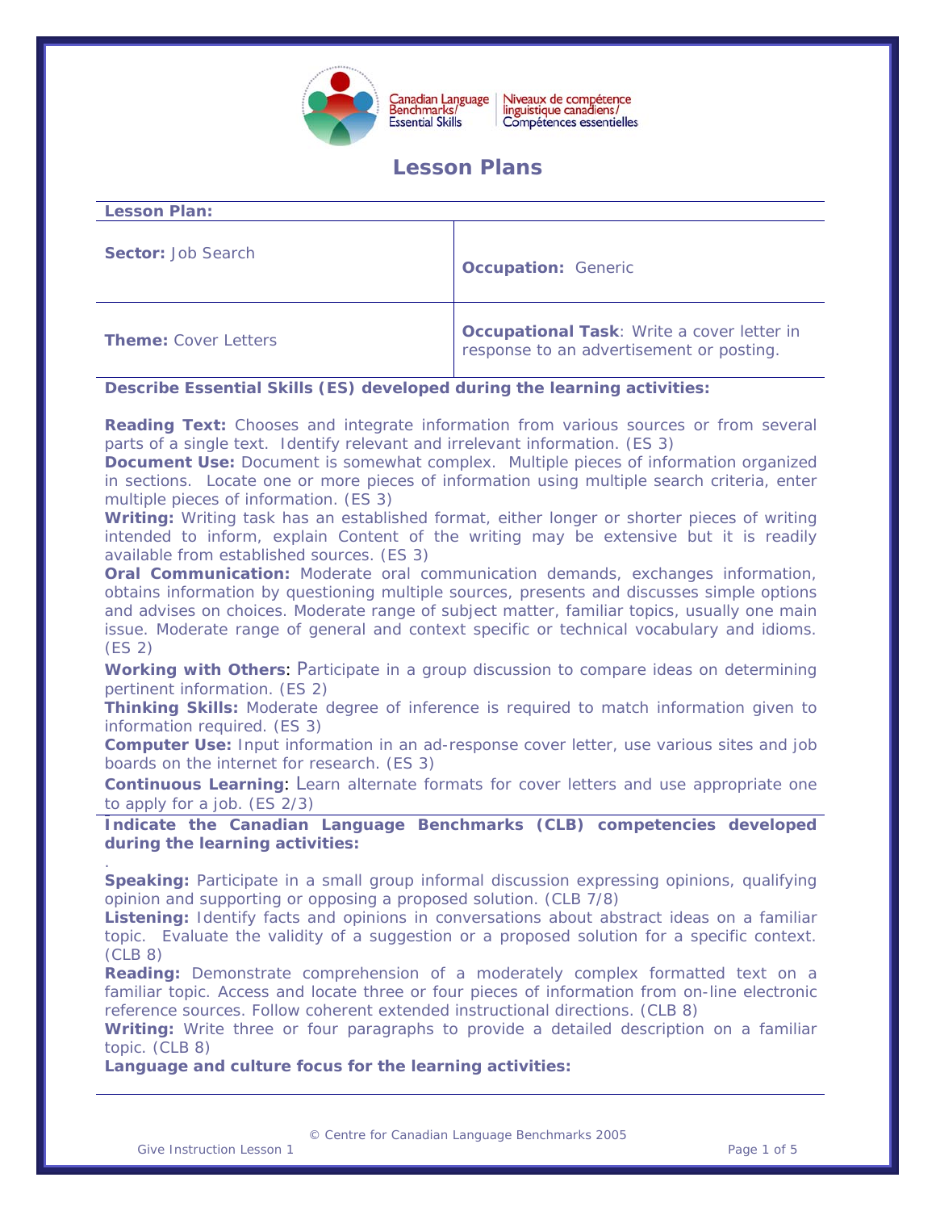Canadian Language Benchmarks/Essential Skills | Niveaux de compétence linguistique canadiens/Compétences essentielles

# Lesson Plans

| **Lesson Plan:** | |
|---|---|
| **Sector:** Job Search | **Occupation:** Generic |
| **Theme:** Cover Letters | **Occupational Task**: Write a cover letter in response to an advertisement or posting. |

**Describe Essential Skills (ES) developed during the learning activities:**

**Reading Text:** Chooses and integrate information from various sources or from several parts of a single text. Identify relevant and irrelevant information. (ES 3)

**Document Use:** Document is somewhat complex. Multiple pieces of information organized in sections. Locate one or more pieces of information using multiple search criteria, enter multiple pieces of information. (ES 3)

**Writing:** Writing task has an established format, either longer or shorter pieces of writing intended to inform, explain Content of the writing may be extensive but it is readily available from established sources. (ES 3)

**Oral Communication:** Moderate oral communication demands, exchanges information, obtains information by questioning multiple sources, presents and discusses simple options and advises on choices. Moderate range of subject matter, familiar topics, usually one main issue. Moderate range of general and context specific or technical vocabulary and idioms. (ES 2)

**Working with Others**: Participate in a group discussion to compare ideas on determining pertinent information. (ES 2)

**Thinking Skills:** Moderate degree of inference is required to match information given to information required. (ES 3)

**Computer Use:** Input information in an ad-response cover letter, use various sites and job boards on the internet for research. (ES 3)

**Continuous Learning**: Learn alternate formats for cover letters and use appropriate one to apply for a job. (ES 2/3)

**Indicate the Canadian Language Benchmarks (CLB) competencies developed during the learning activities:**

.

**Speaking:** Participate in a small group informal discussion expressing opinions, qualifying opinion and supporting or opposing a proposed solution. (CLB 7/8)

**Listening:** Identify facts and opinions in conversations about abstract ideas on a familiar topic. Evaluate the validity of a suggestion or a proposed solution for a specific context. (CLB 8)

**Reading:** Demonstrate comprehension of a moderately complex formatted text on a familiar topic. Access and locate three or four pieces of information from on-line electronic reference sources. Follow coherent extended instructional directions. (CLB 8)

**Writing:** Write three or four paragraphs to provide a detailed description on a familiar topic. (CLB 8)

**Language and culture focus for the learning activities:**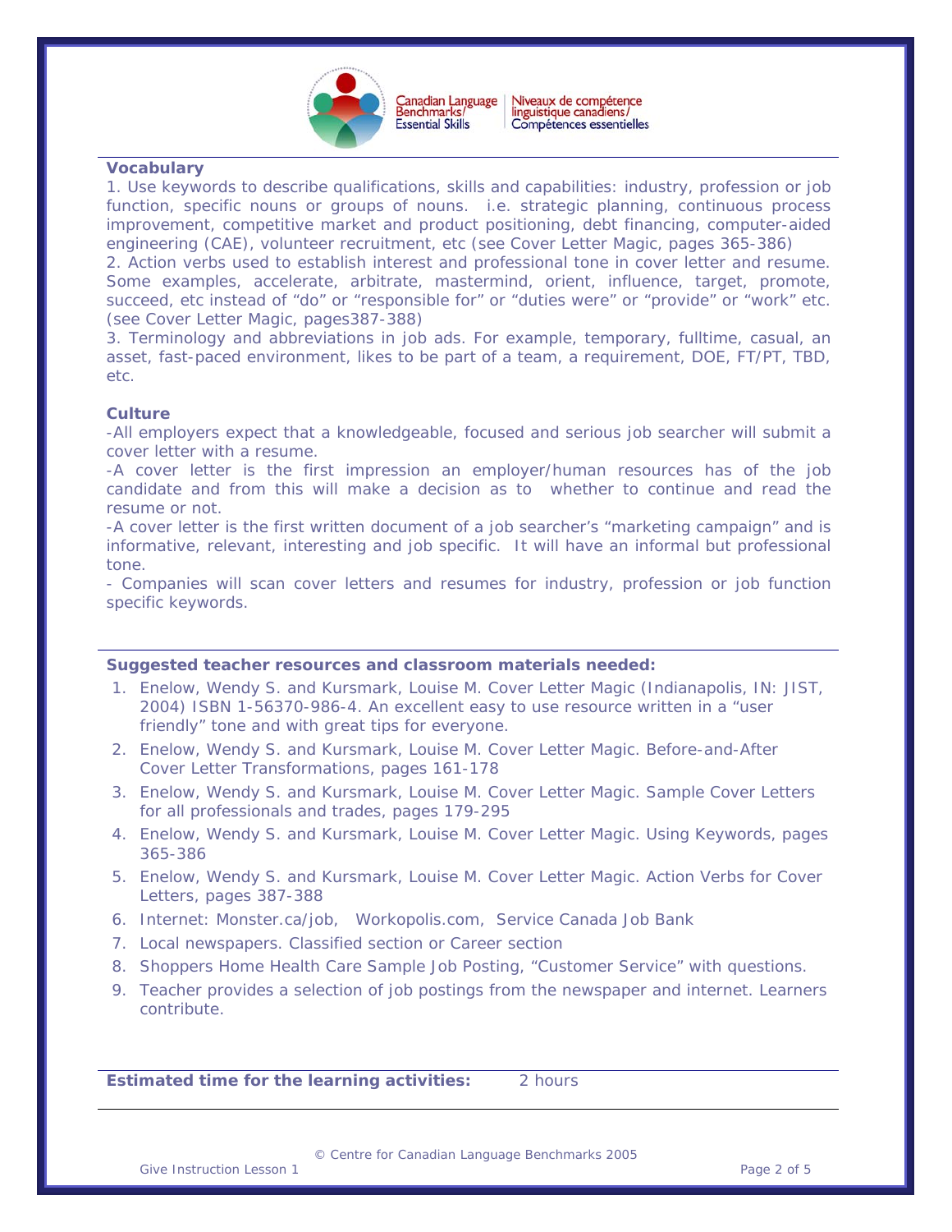**Vocabulary**

1. Use keywords to describe qualifications, skills and capabilities: industry, profession or job function, specific nouns or groups of nouns. i.e. strategic planning, continuous process improvement, competitive market and product positioning, debt financing, computer-aided engineering (CAE), volunteer recruitment, etc (see Cover Letter Magic, pages 365-386)
2. Action verbs used to establish interest and professional tone in cover letter and resume. Some examples, accelerate, arbitrate, mastermind, orient, influence, target, promote, succeed, etc instead of "do" or "responsible for" or "duties were" or "provide" or "work" etc. (see Cover Letter Magic, pages387-388)
3. Terminology and abbreviations in job ads. For example, temporary, fulltime, casual, an asset, fast-paced environment, likes to be part of a team, a requirement, DOE, FT/PT, TBD, etc.

**Culture**

-All employers expect that a knowledgeable, focused and serious job searcher will submit a cover letter with a resume.

-A cover letter is the first impression an employer/human resources has of the job candidate and from this will make a decision as to whether to continue and read the resume or not.

-A cover letter is the first written document of a job searcher's "marketing campaign" and is informative, relevant, interesting and job specific. It will have an informal but professional tone.

- Companies will scan cover letters and resumes for industry, profession or job function specific keywords.

**Suggested teacher resources and classroom materials needed:**

1. Enelow, Wendy S. and Kursmark, Louise M. Cover Letter Magic (Indianapolis, IN: JIST, 2004) ISBN 1-56370-986-4. An excellent easy to use resource written in a "user friendly" tone and with great tips for everyone.
2. Enelow, Wendy S. and Kursmark, Louise M. Cover Letter Magic. Before-and-After Cover Letter Transformations, pages 161-178
3. Enelow, Wendy S. and Kursmark, Louise M. Cover Letter Magic. Sample Cover Letters for all professionals and trades, pages 179-295
4. Enelow, Wendy S. and Kursmark, Louise M. Cover Letter Magic. Using Keywords, pages 365-386
5. Enelow, Wendy S. and Kursmark, Louise M. Cover Letter Magic. Action Verbs for Cover Letters, pages 387-388
6. Internet: Monster.ca/job, Workopolis.com, Service Canada Job Bank
7. Local newspapers. Classified section or Career section
8. Shoppers Home Health Care Sample Job Posting, "Customer Service" with questions.
9. Teacher provides a selection of job postings from the newspaper and internet. Learners contribute.

**Estimated time for the learning activities:** 2 hours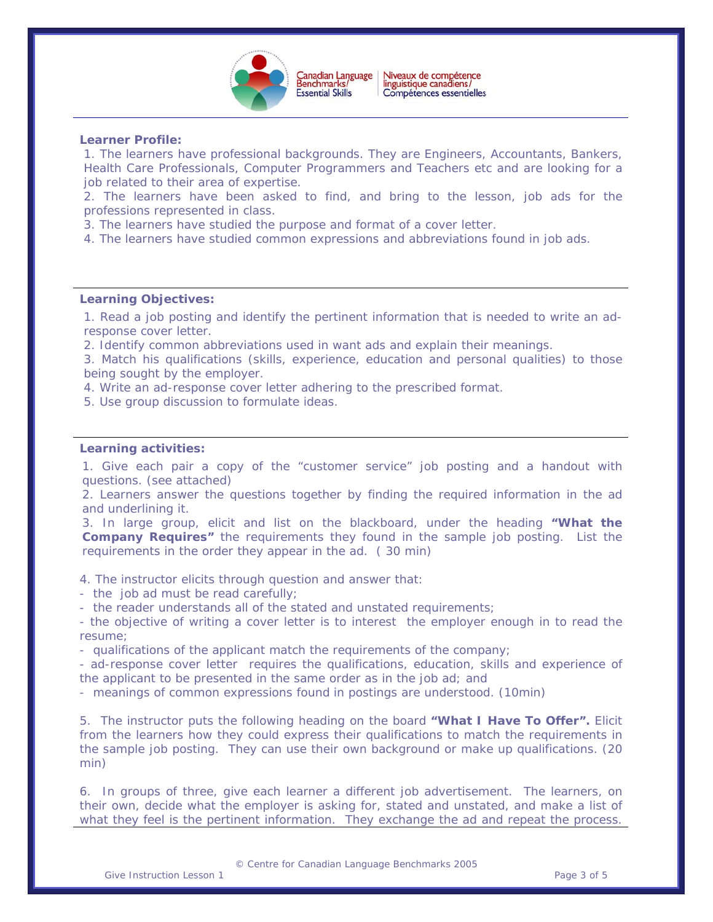**Learner Profile:**

1. The learners have professional backgrounds. They are Engineers, Accountants, Bankers, Health Care Professionals, Computer Programmers and Teachers etc and are looking for a job related to their area of expertise.
2. The learners have been asked to find, and bring to the lesson, job ads for the professions represented in class.
3. The learners have studied the purpose and format of a cover letter.
4. The learners have studied common expressions and abbreviations found in job ads.

**Learning Objectives:**

1. Read a job posting and identify the pertinent information that is needed to write an ad-response cover letter.
2. Identify common abbreviations used in want ads and explain their meanings.
3. Match his qualifications (skills, experience, education and personal qualities) to those being sought by the employer.
4. Write an ad-response cover letter adhering to the prescribed format.
5. Use group discussion to formulate ideas.

**Learning activities:**

1. Give each pair a copy of the "customer service" job posting and a handout with questions. (see attached)
2. Learners answer the questions together by finding the required information in the ad and underlining it.
3. In large group, elicit and list on the blackboard, under the heading **"What the Company Requires"** the requirements they found in the sample job posting. List the requirements in the order they appear in the ad. ( 30 min)

4. The instructor elicits through question and answer that:
- the job ad must be read carefully;
- the reader understands all of the stated and unstated requirements;
- the objective of writing a cover letter is to interest the employer enough in to read the resume;
- qualifications of the applicant match the requirements of the company;
- ad-response cover letter requires the qualifications, education, skills and experience of the applicant to be presented in the same order as in the job ad; and
- meanings of common expressions found in postings are understood. (10min)

5. The instructor puts the following heading on the board **"What I Have To Offer".** Elicit from the learners how they could express their qualifications to match the requirements in the sample job posting. They can use their own background or make up qualifications. (20 min)

6. In groups of three, give each learner a different job advertisement. The learners, on their own, decide what the employer is asking for, stated and unstated, and make a list of what they feel is the pertinent information. They exchange the ad and repeat the process.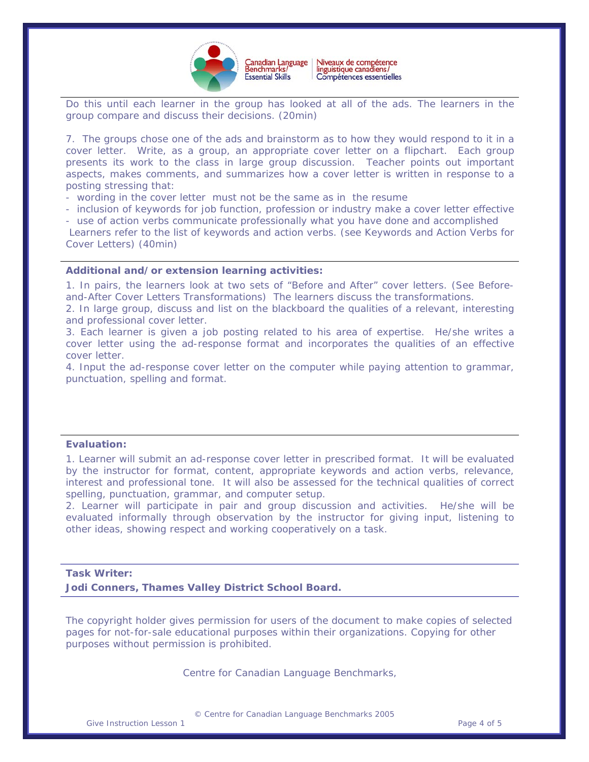Do this until each learner in the group has looked at all of the ads. The learners in the group compare and discuss their decisions. (20min)

7. The groups chose one of the ads and brainstorm as to how they would respond to it in a cover letter. Write, as a group, an appropriate cover letter on a flipchart. Each group presents its work to the class in large group discussion. Teacher points out important aspects, makes comments, and summarizes how a cover letter is written in response to a posting stressing that:

- wording in the cover letter must not be the same as in the resume
- inclusion of keywords for job function, profession or industry make a cover letter effective
- use of action verbs communicate professionally what you have done and accomplished

Learners refer to the list of keywords and action verbs. (see Keywords and Action Verbs for Cover Letters) (40min)

**Additional and/or extension learning activities:**

1. In pairs, the learners look at two sets of "Before and After" cover letters. (See Before-and-After Cover Letters Transformations) The learners discuss the transformations.
2. In large group, discuss and list on the blackboard the qualities of a relevant, interesting and professional cover letter.
3. Each learner is given a job posting related to his area of expertise. He/she writes a cover letter using the ad-response format and incorporates the qualities of an effective cover letter.
4. Input the ad-response cover letter on the computer while paying attention to grammar, punctuation, spelling and format.

**Evaluation:**

1. Learner will submit an ad-response cover letter in prescribed format. It will be evaluated by the instructor for format, content, appropriate keywords and action verbs, relevance, interest and professional tone. It will also be assessed for the technical qualities of correct spelling, punctuation, grammar, and computer setup.
2. Learner will participate in pair and group discussion and activities. He/she will be evaluated informally through observation by the instructor for giving input, listening to other ideas, showing respect and working cooperatively on a task.

**Task Writer:**

**Jodi Conners, Thames Valley District School Board.**

The copyright holder gives permission for users of the document to make copies of selected pages for not-for-sale educational purposes within their organizations. Copying for other purposes without permission is prohibited.

Centre for Canadian Language Benchmarks,

© Centre for Canadian Language Benchmarks 2005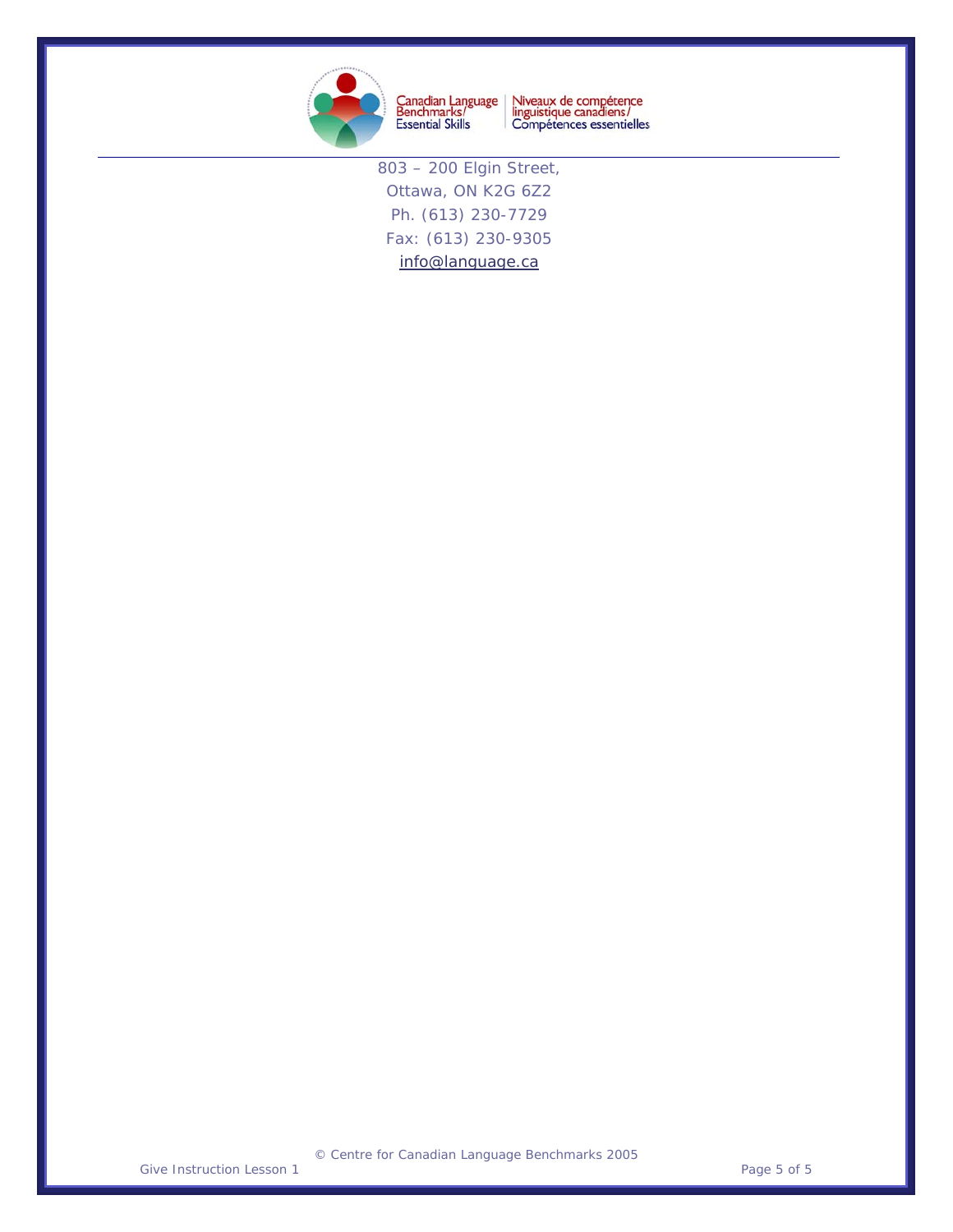Canadian Language Benchmarks/Essential Skills | Niveaux de compétence linguistique canadiens/Compétences essentielles

803 – 200 Elgin Street,
Ottawa, ON K2G 6Z2
Ph. (613) 230-7729
Fax: (613) 230-9305
info@language.ca

© Centre for Canadian Language Benchmarks 2005